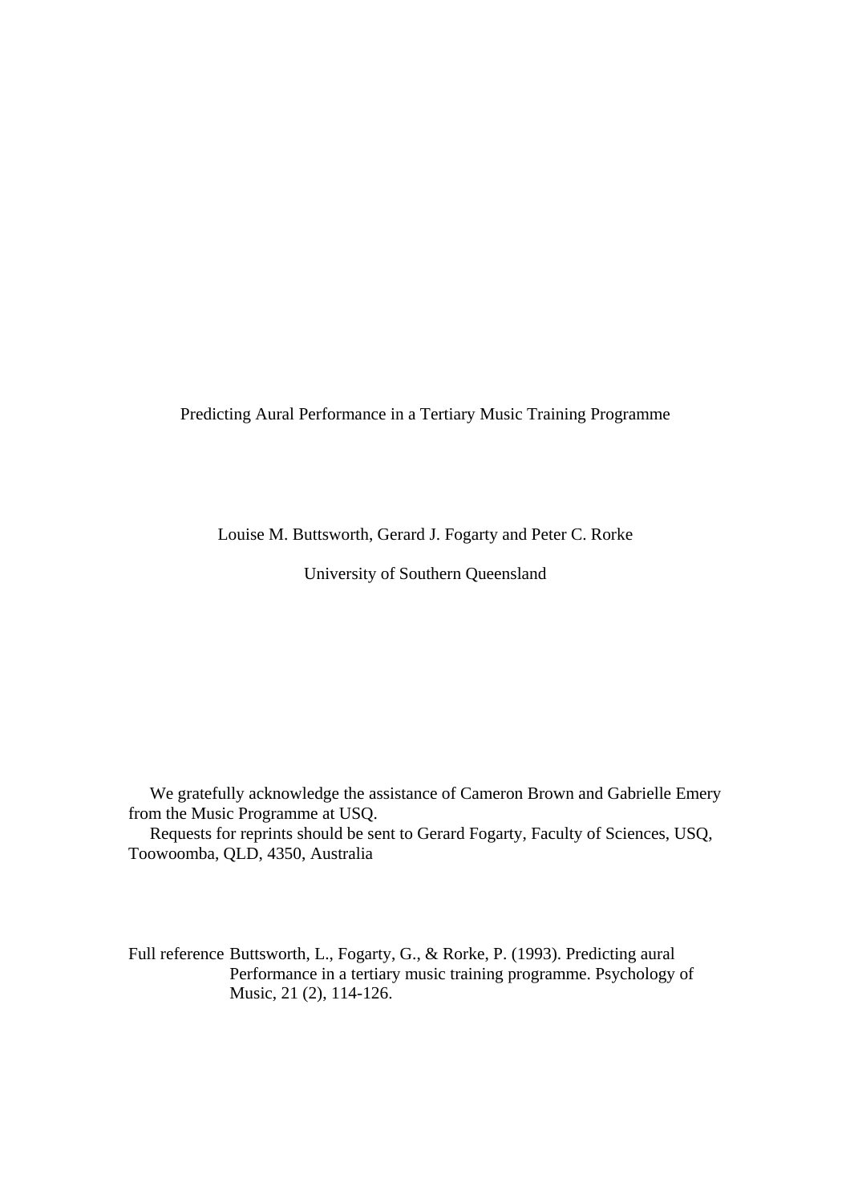# Predicting Aural Performance in a Tertiary Music Training Programme

Louise M. Buttsworth, Gerard J. Fogarty and Peter C. Rorke

University of Southern Queensland

We gratefully acknowledge the assistance of Cameron Brown and Gabrielle Emery from the Music Programme at USQ.

Requests for reprints should be sent to Gerard Fogarty, Faculty of Sciences, USQ, Toowoomba, QLD, 4350, Australia

Full reference Buttsworth, L., Fogarty, G., & Rorke, P. (1993). Predicting aural Performance in a tertiary music training programme. Psychology of Music, 21 (2), 114-126.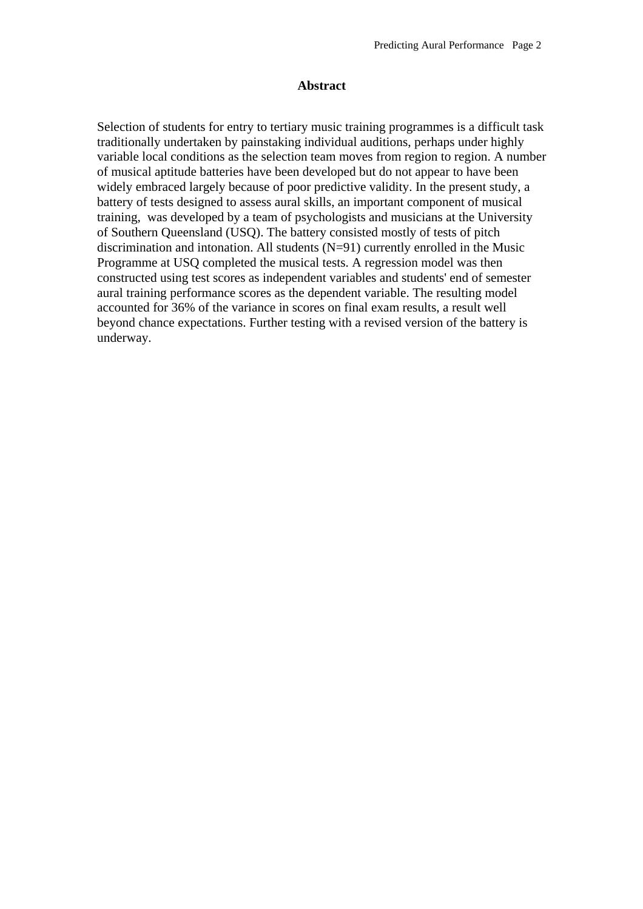# Abstract

Selection of students for entry to tertiary music training programmes is a difficult task traditionally undertaken by painstaking individual auditions, perhaps under highly variable local conditions as the selection team moves from region to region. A number of musical aptitude batteries have been developed but do not appear to have been widely embraced largely because of poor predictive validity. In the present study, a battery of tests designed to assess aural skills, an important component of musical training, was developed by a team of psychologists and musicians at the University of Southern Queensland (USQ). The battery consisted mostly of tests of pitch discrimination and intonation. All students (N=91) currently enrolled in the Music Programme at USQ completed the musical tests. A regression model was then constructed using test scores as independent variables and students' end of semester aural training performance scores as the dependent variable. The resulting model accounted for 36% of the variance in scores on final exam results, a result well beyond chance expectations. Further testing with a revised version of the battery is underway.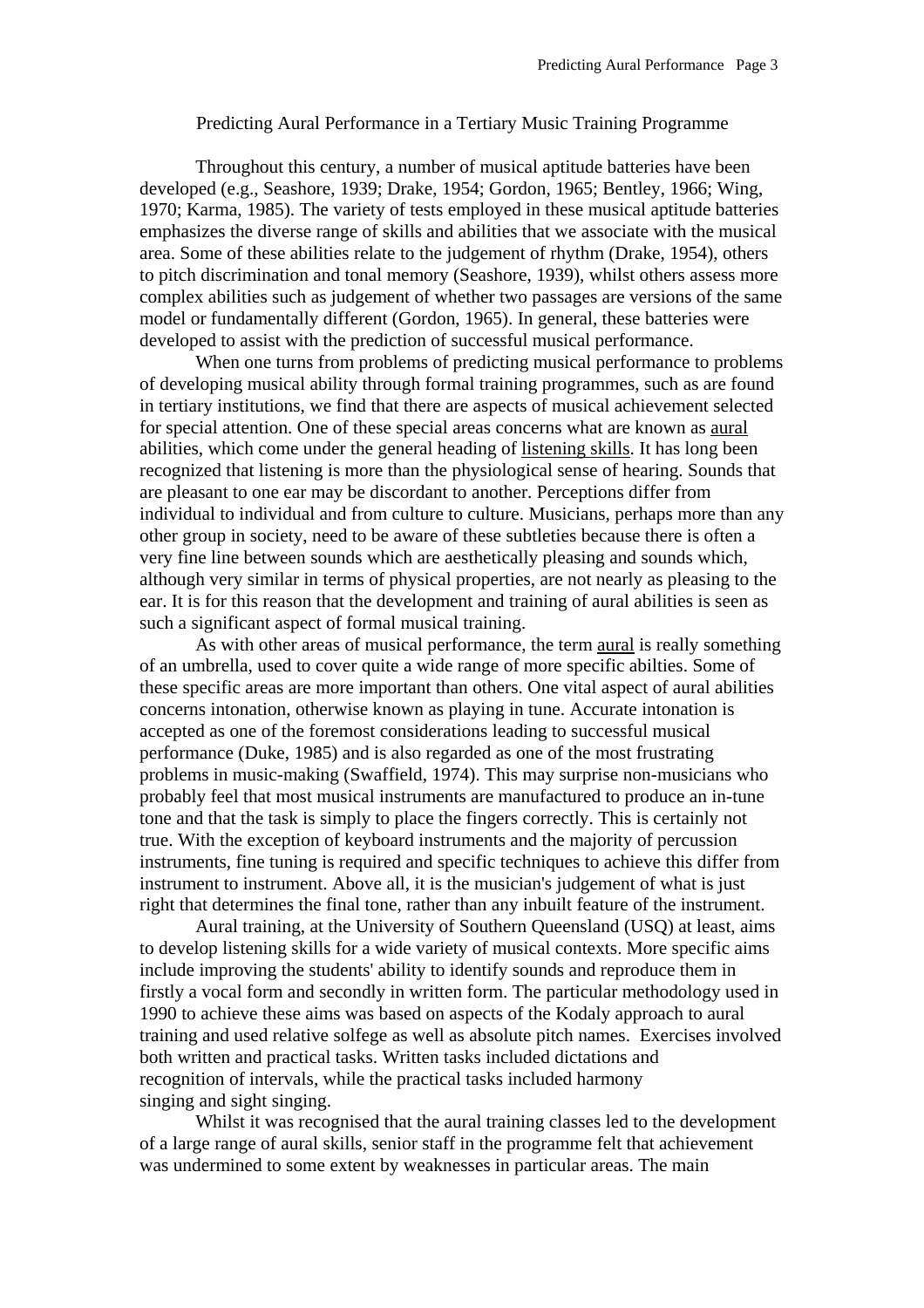# Predicting Aural Performance in a Tertiary Music Training Programme

Throughout this century, a number of musical aptitude batteries have been developed (e.g., Seashore, 1939; Drake, 1954; Gordon, 1965; Bentley, 1966; Wing, 1970; Karma, 1985). The variety of tests employed in these musical aptitude batteries emphasizes the diverse range of skills and abilities that we associate with the musical area. Some of these abilities relate to the judgement of rhythm (Drake, 1954), others to pitch discrimination and tonal memory (Seashore, 1939), whilst others assess more complex abilities such as judgement of whether two passages are versions of the same model or fundamentally different (Gordon, 1965). In general, these batteries were developed to assist with the prediction of successful musical performance.

When one turns from problems of predicting musical performance to problems of developing musical ability through formal training programmes, such as are found in tertiary institutions, we find that there are aspects of musical achievement selected for special attention. One of these special areas concerns what are known as <u>aural</u> abilities, which come under the general heading of <u>listening skills</u>. It has long been recognized that listening is more than the physiological sense of hearing. Sounds that are pleasant to one ear may be discordant to another. Perceptions differ from individual to individual and from culture to culture. Musicians, perhaps more than any other group in society, need to be aware of these subtleties because there is often a very fine line between sounds which are aesthetically pleasing and sounds which, although very similar in terms of physical properties, are not nearly as pleasing to the ear. It is for this reason that the development and training of aural abilities is seen as such a significant aspect of formal musical training.

As with other areas of musical performance, the term <u>aural</u> is really something of an umbrella, used to cover quite a wide range of more specific abilties. Some of these specific areas are more important than others. One vital aspect of aural abilities concerns intonation, otherwise known as playing in tune. Accurate intonation is accepted as one of the foremost considerations leading to successful musical performance (Duke, 1985) and is also regarded as one of the most frustrating problems in music-making (Swaffield, 1974). This may surprise non-musicians who probably feel that most musical instruments are manufactured to produce an in-tune tone and that the task is simply to place the fingers correctly. This is certainly not true. With the exception of keyboard instruments and the majority of percussion instruments, fine tuning is required and specific techniques to achieve this differ from instrument to instrument. Above all, it is the musician's judgement of what is just right that determines the final tone, rather than any inbuilt feature of the instrument.

Aural training, at the University of Southern Queensland (USQ) at least, aims to develop listening skills for a wide variety of musical contexts. More specific aims include improving the students' ability to identify sounds and reproduce them in firstly a vocal form and secondly in written form. The particular methodology used in 1990 to achieve these aims was based on aspects of the Kodaly approach to aural training and used relative solfege as well as absolute pitch names. Exercises involved both written and practical tasks. Written tasks included dictations and recognition of intervals, while the practical tasks included harmony singing and sight singing.

Whilst it was recognised that the aural training classes led to the development of a large range of aural skills, senior staff in the programme felt that achievement was undermined to some extent by weaknesses in particular areas. The main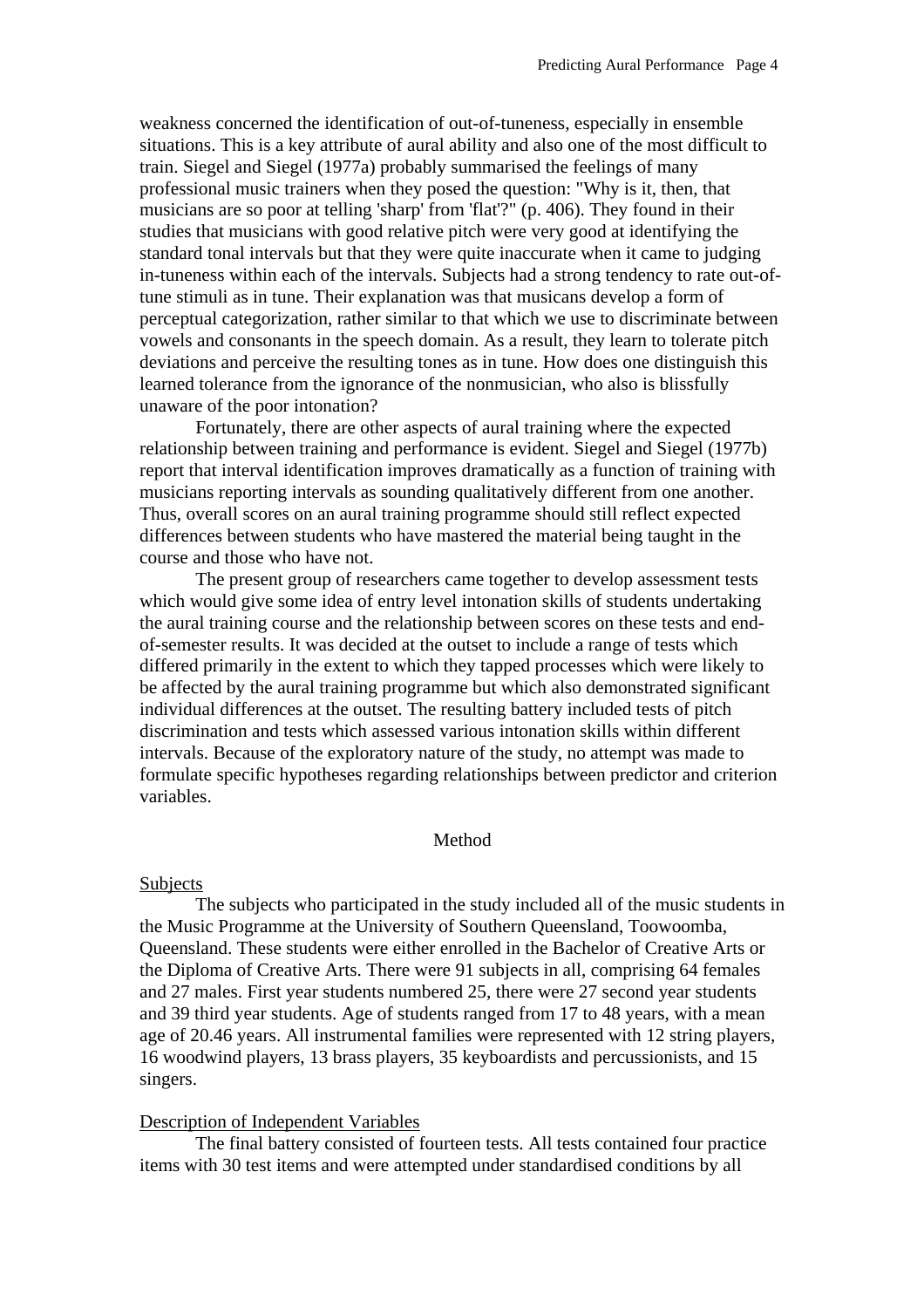weakness concerned the identification of out-of-tuneness, especially in ensemble situations. This is a key attribute of aural ability and also one of the most difficult to train. Siegel and Siegel (1977a) probably summarised the feelings of many professional music trainers when they posed the question: "Why is it, then, that musicians are so poor at telling 'sharp' from 'flat'?" (p. 406). They found in their studies that musicians with good relative pitch were very good at identifying the standard tonal intervals but that they were quite inaccurate when it came to judging in-tuneness within each of the intervals. Subjects had a strong tendency to rate out-of-tune stimuli as in tune. Their explanation was that musicans develop a form of perceptual categorization, rather similar to that which we use to discriminate between vowels and consonants in the speech domain. As a result, they learn to tolerate pitch deviations and perceive the resulting tones as in tune. How does one distinguish this learned tolerance from the ignorance of the nonmusician, who also is blissfully unaware of the poor intonation?

Fortunately, there are other aspects of aural training where the expected relationship between training and performance is evident. Siegel and Siegel (1977b) report that interval identification improves dramatically as a function of training with musicians reporting intervals as sounding qualitatively different from one another. Thus, overall scores on an aural training programme should still reflect expected differences between students who have mastered the material being taught in the course and those who have not.

The present group of researchers came together to develop assessment tests which would give some idea of entry level intonation skills of students undertaking the aural training course and the relationship between scores on these tests and end-of-semester results. It was decided at the outset to include a range of tests which differed primarily in the extent to which they tapped processes which were likely to be affected by the aural training programme but which also demonstrated significant individual differences at the outset. The resulting battery included tests of pitch discrimination and tests which assessed various intonation skills within different intervals. Because of the exploratory nature of the study, no attempt was made to formulate specific hypotheses regarding relationships between predictor and criterion variables.

## Method

### Subjects

The subjects who participated in the study included all of the music students in the Music Programme at the University of Southern Queensland, Toowoomba, Queensland. These students were either enrolled in the Bachelor of Creative Arts or the Diploma of Creative Arts. There were 91 subjects in all, comprising 64 females and 27 males. First year students numbered 25, there were 27 second year students and 39 third year students. Age of students ranged from 17 to 48 years, with a mean age of 20.46 years. All instrumental families were represented with 12 string players, 16 woodwind players, 13 brass players, 35 keyboardists and percussionists, and 15 singers.

### Description of Independent Variables

The final battery consisted of fourteen tests. All tests contained four practice items with 30 test items and were attempted under standardised conditions by all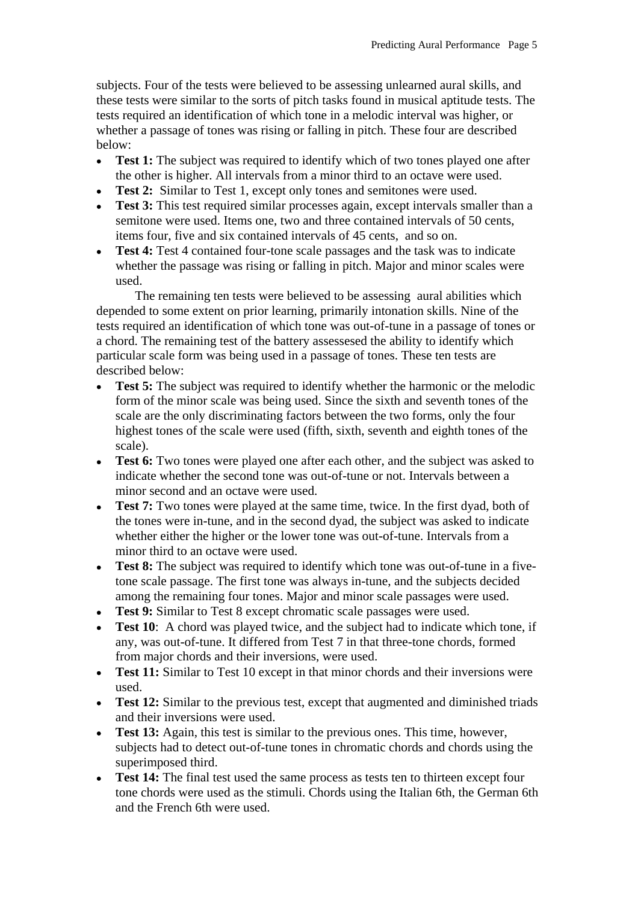subjects. Four of the tests were believed to be assessing unlearned aural skills, and these tests were similar to the sorts of pitch tasks found in musical aptitude tests. The tests required an identification of which tone in a melodic interval was higher, or whether a passage of tones was rising or falling in pitch. These four are described below:

- **Test 1:** The subject was required to identify which of two tones played one after the other is higher. All intervals from a minor third to an octave were used.
- **Test 2:** Similar to Test 1, except only tones and semitones were used.
- **Test 3:** This test required similar processes again, except intervals smaller than a semitone were used. Items one, two and three contained intervals of 50 cents, items four, five and six contained intervals of 45 cents, and so on.
- **Test 4:** Test 4 contained four-tone scale passages and the task was to indicate whether the passage was rising or falling in pitch. Major and minor scales were used.

The remaining ten tests were believed to be assessing aural abilities which depended to some extent on prior learning, primarily intonation skills. Nine of the tests required an identification of which tone was out-of-tune in a passage of tones or a chord. The remaining test of the battery assessesed the ability to identify which particular scale form was being used in a passage of tones. These ten tests are described below:

- **Test 5:** The subject was required to identify whether the harmonic or the melodic form of the minor scale was being used. Since the sixth and seventh tones of the scale are the only discriminating factors between the two forms, only the four highest tones of the scale were used (fifth, sixth, seventh and eighth tones of the scale).
- **Test 6:** Two tones were played one after each other, and the subject was asked to indicate whether the second tone was out-of-tune or not. Intervals between a minor second and an octave were used.
- **Test 7:** Two tones were played at the same time, twice. In the first dyad, both of the tones were in-tune, and in the second dyad, the subject was asked to indicate whether either the higher or the lower tone was out-of-tune. Intervals from a minor third to an octave were used.
- **Test 8:** The subject was required to identify which tone was out-of-tune in a five-tone scale passage. The first tone was always in-tune, and the subjects decided among the remaining four tones. Major and minor scale passages were used.
- **Test 9:** Similar to Test 8 except chromatic scale passages were used.
- **Test 10**: A chord was played twice, and the subject had to indicate which tone, if any, was out-of-tune. It differed from Test 7 in that three-tone chords, formed from major chords and their inversions, were used.
- **Test 11:** Similar to Test 10 except in that minor chords and their inversions were used.
- **Test 12:** Similar to the previous test, except that augmented and diminished triads and their inversions were used.
- **Test 13:** Again, this test is similar to the previous ones. This time, however, subjects had to detect out-of-tune tones in chromatic chords and chords using the superimposed third.
- **Test 14:** The final test used the same process as tests ten to thirteen except four tone chords were used as the stimuli. Chords using the Italian 6th, the German 6th and the French 6th were used.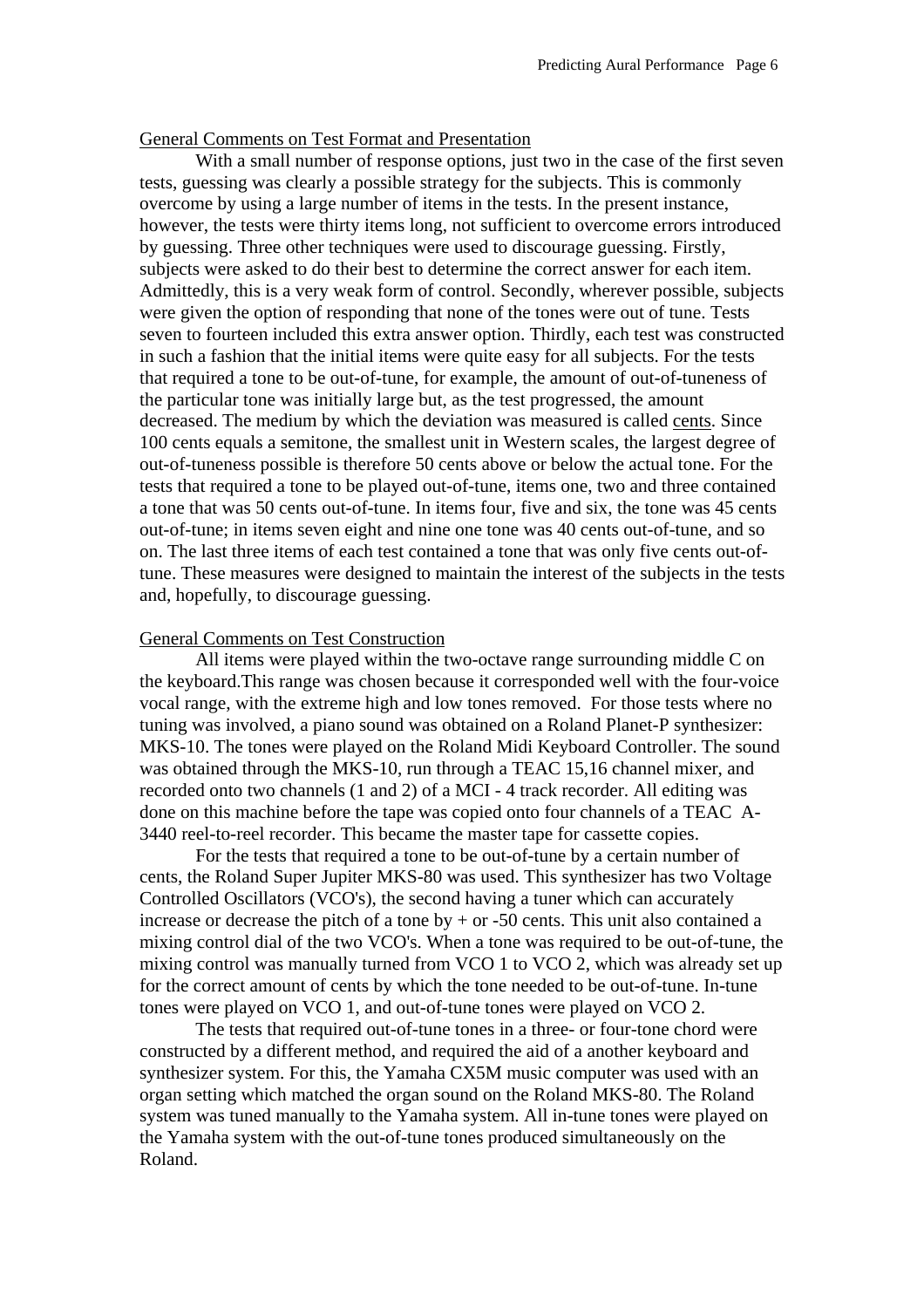General Comments on Test Format and Presentation

With a small number of response options, just two in the case of the first seven tests, guessing was clearly a possible strategy for the subjects. This is commonly overcome by using a large number of items in the tests. In the present instance, however, the tests were thirty items long, not sufficient to overcome errors introduced by guessing. Three other techniques were used to discourage guessing. Firstly, subjects were asked to do their best to determine the correct answer for each item. Admittedly, this is a very weak form of control. Secondly, wherever possible, subjects were given the option of responding that none of the tones were out of tune. Tests seven to fourteen included this extra answer option. Thirdly, each test was constructed in such a fashion that the initial items were quite easy for all subjects. For the tests that required a tone to be out-of-tune, for example, the amount of out-of-tuneness of the particular tone was initially large but, as the test progressed, the amount decreased. The medium by which the deviation was measured is called cents. Since 100 cents equals a semitone, the smallest unit in Western scales, the largest degree of out-of-tuneness possible is therefore 50 cents above or below the actual tone. For the tests that required a tone to be played out-of-tune, items one, two and three contained a tone that was 50 cents out-of-tune. In items four, five and six, the tone was 45 cents out-of-tune; in items seven eight and nine one tone was 40 cents out-of-tune, and so on. The last three items of each test contained a tone that was only five cents out-of-tune. These measures were designed to maintain the interest of the subjects in the tests and, hopefully, to discourage guessing.

General Comments on Test Construction

All items were played within the two-octave range surrounding middle C on the keyboard.This range was chosen because it corresponded well with the four-voice vocal range, with the extreme high and low tones removed. For those tests where no tuning was involved, a piano sound was obtained on a Roland Planet-P synthesizer: MKS-10. The tones were played on the Roland Midi Keyboard Controller. The sound was obtained through the MKS-10, run through a TEAC 15,16 channel mixer, and recorded onto two channels (1 and 2) of a MCI - 4 track recorder. All editing was done on this machine before the tape was copied onto four channels of a TEAC A-3440 reel-to-reel recorder. This became the master tape for cassette copies.

For the tests that required a tone to be out-of-tune by a certain number of cents, the Roland Super Jupiter MKS-80 was used. This synthesizer has two Voltage Controlled Oscillators (VCO's), the second having a tuner which can accurately increase or decrease the pitch of a tone by + or -50 cents. This unit also contained a mixing control dial of the two VCO's. When a tone was required to be out-of-tune, the mixing control was manually turned from VCO 1 to VCO 2, which was already set up for the correct amount of cents by which the tone needed to be out-of-tune. In-tune tones were played on VCO 1, and out-of-tune tones were played on VCO 2.

The tests that required out-of-tune tones in a three- or four-tone chord were constructed by a different method, and required the aid of a another keyboard and synthesizer system. For this, the Yamaha CX5M music computer was used with an organ setting which matched the organ sound on the Roland MKS-80. The Roland system was tuned manually to the Yamaha system. All in-tune tones were played on the Yamaha system with the out-of-tune tones produced simultaneously on the Roland.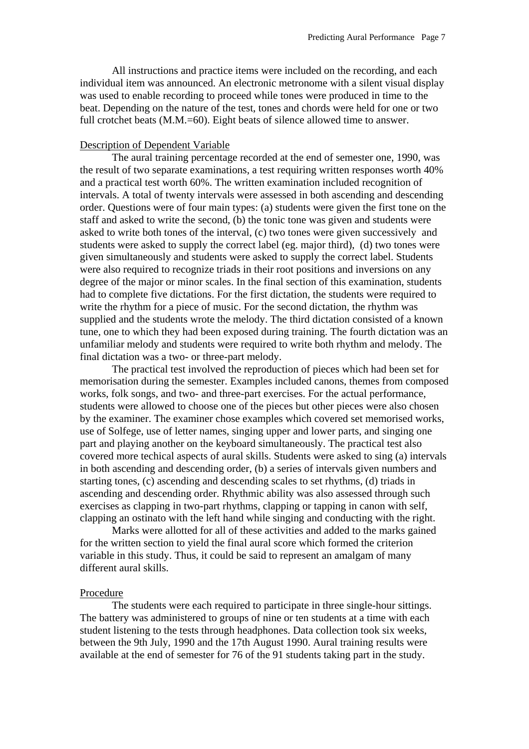All instructions and practice items were included on the recording, and each individual item was announced. An electronic metronome with a silent visual display was used to enable recording to proceed while tones were produced in time to the beat. Depending on the nature of the test, tones and chords were held for one or two full crotchet beats (M.M.=60). Eight beats of silence allowed time to answer.

<u>Description of Dependent Variable</u>

The aural training percentage recorded at the end of semester one, 1990, was the result of two separate examinations, a test requiring written responses worth 40% and a practical test worth 60%. The written examination included recognition of intervals. A total of twenty intervals were assessed in both ascending and descending order. Questions were of four main types: (a) students were given the first tone on the staff and asked to write the second, (b) the tonic tone was given and students were asked to write both tones of the interval, (c) two tones were given successively and students were asked to supply the correct label (eg. major third), (d) two tones were given simultaneously and students were asked to supply the correct label. Students were also required to recognize triads in their root positions and inversions on any degree of the major or minor scales. In the final section of this examination, students had to complete five dictations. For the first dictation, the students were required to write the rhythm for a piece of music. For the second dictation, the rhythm was supplied and the students wrote the melody. The third dictation consisted of a known tune, one to which they had been exposed during training. The fourth dictation was an unfamiliar melody and students were required to write both rhythm and melody. The final dictation was a two- or three-part melody.

The practical test involved the reproduction of pieces which had been set for memorisation during the semester. Examples included canons, themes from composed works, folk songs, and two- and three-part exercises. For the actual performance, students were allowed to choose one of the pieces but other pieces were also chosen by the examiner. The examiner chose examples which covered set memorised works, use of Solfege, use of letter names, singing upper and lower parts, and singing one part and playing another on the keyboard simultaneously. The practical test also covered more techical aspects of aural skills. Students were asked to sing (a) intervals in both ascending and descending order, (b) a series of intervals given numbers and starting tones, (c) ascending and descending scales to set rhythms, (d) triads in ascending and descending order. Rhythmic ability was also assessed through such exercises as clapping in two-part rhythms, clapping or tapping in canon with self, clapping an ostinato with the left hand while singing and conducting with the right.

Marks were allotted for all of these activities and added to the marks gained for the written section to yield the final aural score which formed the criterion variable in this study. Thus, it could be said to represent an amalgam of many different aural skills.

<u>Procedure</u>

The students were each required to participate in three single-hour sittings. The battery was administered to groups of nine or ten students at a time with each student listening to the tests through headphones. Data collection took six weeks, between the 9th July, 1990 and the 17th August 1990. Aural training results were available at the end of semester for 76 of the 91 students taking part in the study.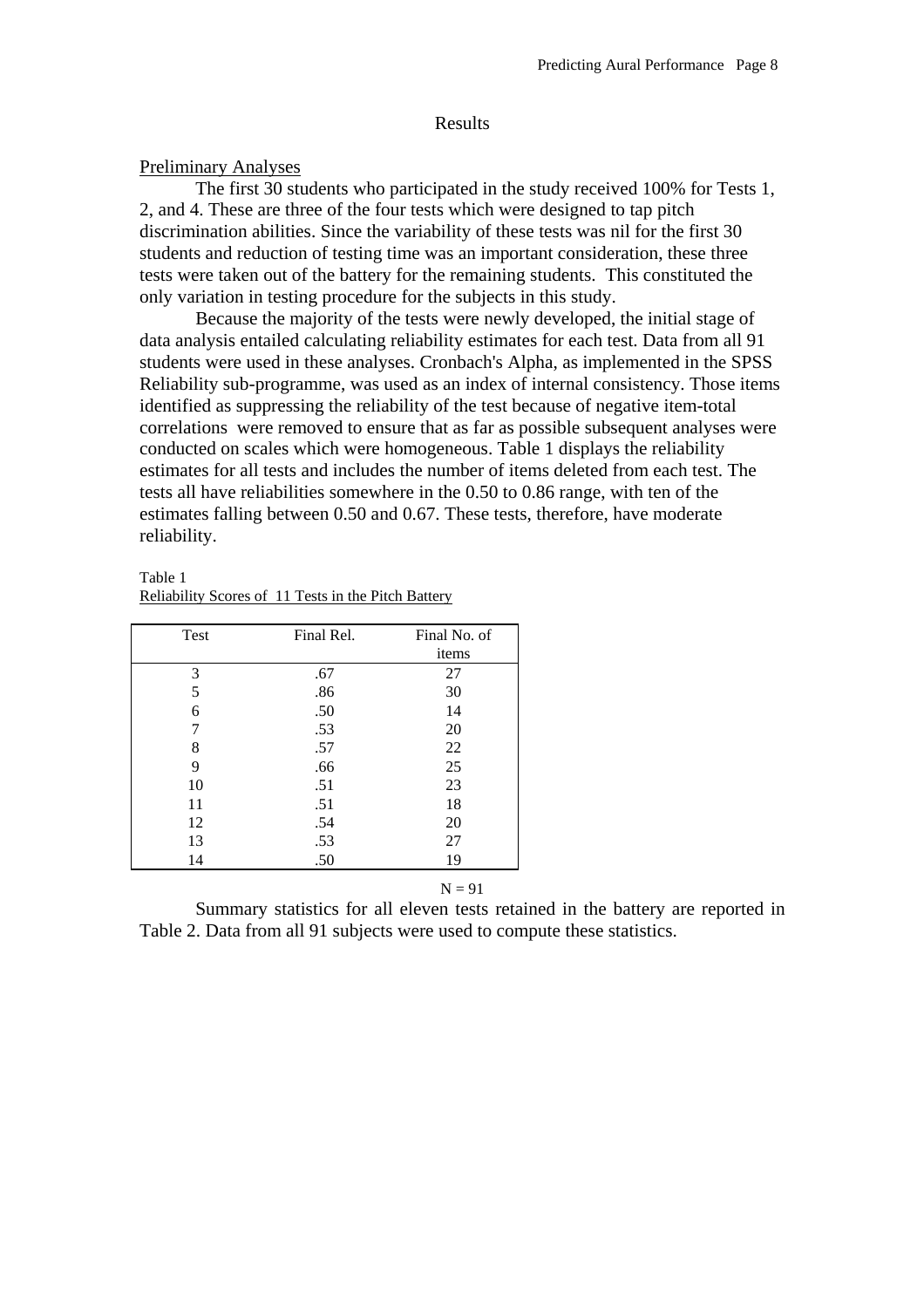## Results

### Preliminary Analyses

The first 30 students who participated in the study received 100% for Tests 1, 2, and 4. These are three of the four tests which were designed to tap pitch discrimination abilities. Since the variability of these tests was nil for the first 30 students and reduction of testing time was an important consideration, these three tests were taken out of the battery for the remaining students. This constituted the only variation in testing procedure for the subjects in this study.

Because the majority of the tests were newly developed, the initial stage of data analysis entailed calculating reliability estimates for each test. Data from all 91 students were used in these analyses. Cronbach's Alpha, as implemented in the SPSS Reliability sub-programme, was used as an index of internal consistency. Those items identified as suppressing the reliability of the test because of negative item-total correlations were removed to ensure that as far as possible subsequent analyses were conducted on scales which were homogeneous. Table 1 displays the reliability estimates for all tests and includes the number of items deleted from each test. The tests all have reliabilities somewhere in the 0.50 to 0.86 range, with ten of the estimates falling between 0.50 and 0.67. These tests, therefore, have moderate reliability.

Table 1
Reliability Scores of 11 Tests in the Pitch Battery

| Test | Final Rel. | Final No. of items |
|---|---|---|
| 3 | .67 | 27 |
| 5 | .86 | 30 |
| 6 | .50 | 14 |
| 7 | .53 | 20 |
| 8 | .57 | 22 |
| 9 | .66 | 25 |
| 10 | .51 | 23 |
| 11 | .51 | 18 |
| 12 | .54 | 20 |
| 13 | .53 | 27 |
| 14 | .50 | 19 |

N = 91

Summary statistics for all eleven tests retained in the battery are reported in Table 2. Data from all 91 subjects were used to compute these statistics.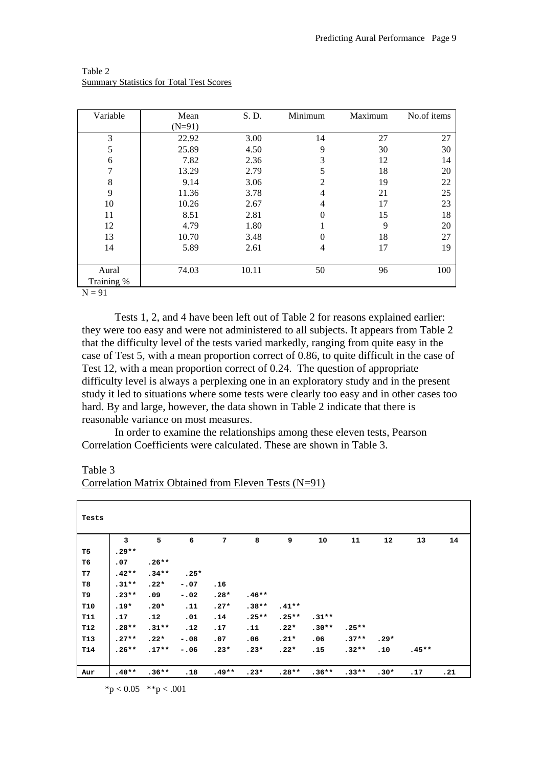Table 2
Summary Statistics for Total Test Scores

| Variable | Mean (N=91) | S. D. | Minimum | Maximum | No.of items |
|---|---|---|---|---|---|
| 3 | 22.92 | 3.00 | 14 | 27 | 27 |
| 5 | 25.89 | 4.50 | 9 | 30 | 30 |
| 6 | 7.82 | 2.36 | 3 | 12 | 14 |
| 7 | 13.29 | 2.79 | 5 | 18 | 20 |
| 8 | 9.14 | 3.06 | 2 | 19 | 22 |
| 9 | 11.36 | 3.78 | 4 | 21 | 25 |
| 10 | 10.26 | 2.67 | 4 | 17 | 23 |
| 11 | 8.51 | 2.81 | 0 | 15 | 18 |
| 12 | 4.79 | 1.80 | 1 | 9 | 20 |
| 13 | 10.70 | 3.48 | 0 | 18 | 27 |
| 14 | 5.89 | 2.61 | 4 | 17 | 19 |
| Aural Training % | 74.03 | 10.11 | 50 | 96 | 100 |

N = 91

Tests 1, 2, and 4 have been left out of Table 2 for reasons explained earlier: they were too easy and were not administered to all subjects. It appears from Table 2 that the difficulty level of the tests varied markedly, ranging from quite easy in the case of Test 5, with a mean proportion correct of 0.86, to quite difficult in the case of Test 12, with a mean proportion correct of 0.24. The question of appropriate difficulty level is always a perplexing one in an exploratory study and in the present study it led to situations where some tests were clearly too easy and in other cases too hard. By and large, however, the data shown in Table 2 indicate that there is reasonable variance on most measures.

In order to examine the relationships among these eleven tests, Pearson Correlation Coefficients were calculated. These are shown in Table 3.

Table 3
Correlation Matrix Obtained from Eleven Tests (N=91)

| Tests | 3 | 5 | 6 | 7 | 8 | 9 | 10 | 11 | 12 | 13 | 14 |
|---|---|---|---|---|---|---|---|---|---|---|---|
| T5 | .29** | | | | | | | | | | |
| T6 | .07 | .26** | | | | | | | | | |
| T7 | .42** | .34** | .25* | | | | | | | | |
| T8 | .31** | .22* | -.07 | .16 | | | | | | | |
| T9 | .23** | .09 | -.02 | .28* | .46** | | | | | | |
| T10 | .19* | .20* | .11 | .27* | .38** | .41** | | | | | |
| T11 | .17 | .12 | .01 | .14 | .25** | .25** | .31** | | | | |
| T12 | .28** | .31** | .12 | .17 | .11 | .22* | .30** | .25** | | | |
| T13 | .27** | .22* | -.08 | .07 | .06 | .21* | .06 | .37** | .29* | | |
| T14 | .26** | .17** | -.06 | .23* | .23* | .22* | .15 | .32** | .10 | .45** | |
| Aur | .40** | .36** | .18 | .49** | .23* | .28** | .36** | .33** | .30* | .17 | .21 |

*$p < 0.05$ **$p < .001$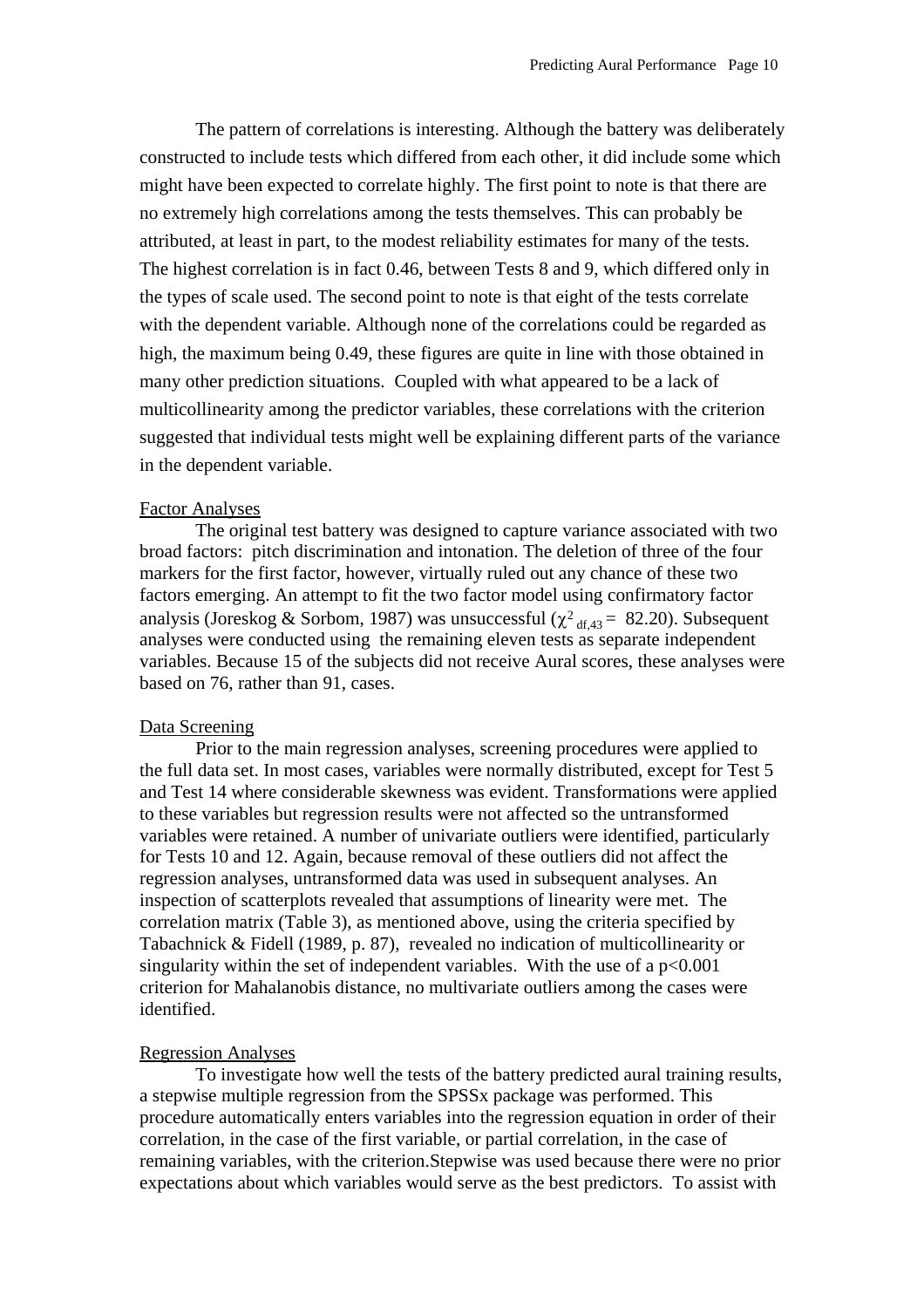The pattern of correlations is interesting. Although the battery was deliberately constructed to include tests which differed from each other, it did include some which might have been expected to correlate highly. The first point to note is that there are no extremely high correlations among the tests themselves. This can probably be attributed, at least in part, to the modest reliability estimates for many of the tests. The highest correlation is in fact 0.46, between Tests 8 and 9, which differed only in the types of scale used. The second point to note is that eight of the tests correlate with the dependent variable. Although none of the correlations could be regarded as high, the maximum being 0.49, these figures are quite in line with those obtained in many other prediction situations. Coupled with what appeared to be a lack of multicollinearity among the predictor variables, these correlations with the criterion suggested that individual tests might well be explaining different parts of the variance in the dependent variable.

## Factor Analyses

The original test battery was designed to capture variance associated with two broad factors: pitch discrimination and intonation. The deletion of three of the four markers for the first factor, however, virtually ruled out any chance of these two factors emerging. An attempt to fit the two factor model using confirmatory factor analysis (Joreskog & Sorbom, 1987) was unsuccessful ($\chi^2_{df,43} = 82.20$). Subsequent analyses were conducted using the remaining eleven tests as separate independent variables. Because 15 of the subjects did not receive Aural scores, these analyses were based on 76, rather than 91, cases.

## Data Screening

Prior to the main regression analyses, screening procedures were applied to the full data set. In most cases, variables were normally distributed, except for Test 5 and Test 14 where considerable skewness was evident. Transformations were applied to these variables but regression results were not affected so the untransformed variables were retained. A number of univariate outliers were identified, particularly for Tests 10 and 12. Again, because removal of these outliers did not affect the regression analyses, untransformed data was used in subsequent analyses. An inspection of scatterplots revealed that assumptions of linearity were met. The correlation matrix (Table 3), as mentioned above, using the criteria specified by Tabachnick & Fidell (1989, p. 87), revealed no indication of multicollinearity or singularity within the set of independent variables. With the use of a $p<0.001$ criterion for Mahalanobis distance, no multivariate outliers among the cases were identified.

## Regression Analyses

To investigate how well the tests of the battery predicted aural training results, a stepwise multiple regression from the SPSSx package was performed. This procedure automatically enters variables into the regression equation in order of their correlation, in the case of the first variable, or partial correlation, in the case of remaining variables, with the criterion.Stepwise was used because there were no prior expectations about which variables would serve as the best predictors. To assist with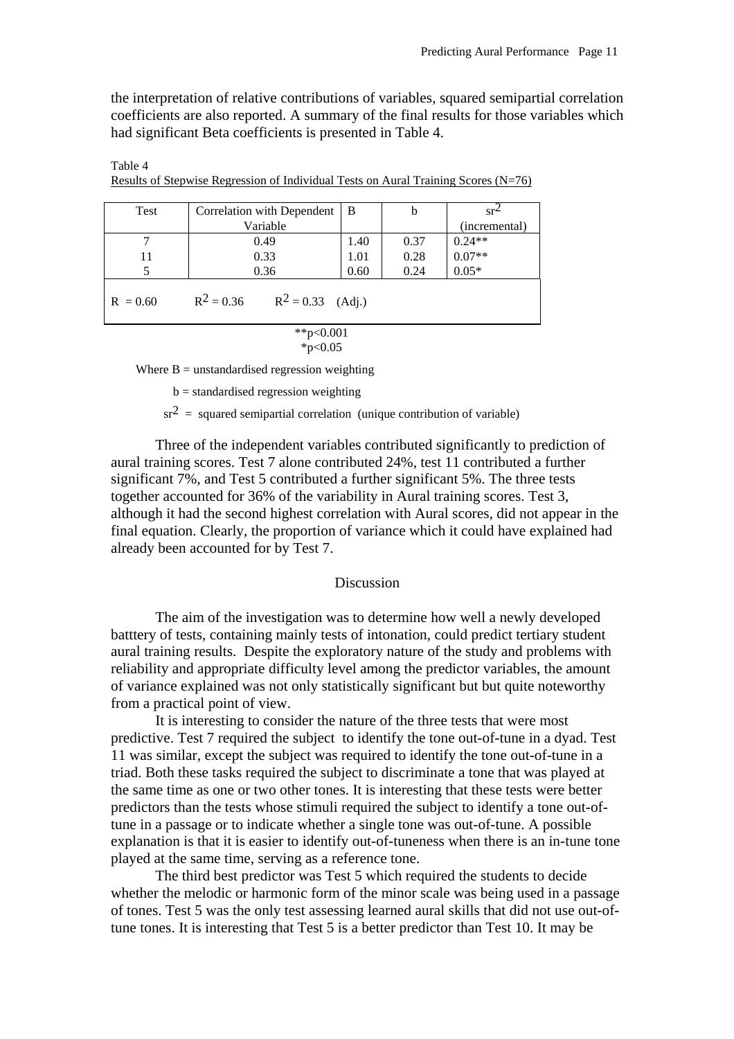the interpretation of relative contributions of variables, squared semipartial correlation coefficients are also reported. A summary of the final results for those variables which had significant Beta coefficients is presented in Table 4.

Table 4
Results of Stepwise Regression of Individual Tests on Aural Training Scores (N=76)

| Test | Correlation with Dependent Variable | B | b | $sr^2$ (incremental) |
|---|---|---|---|---|
| 7 | 0.49 | 1.40 | 0.37 | 0.24** |
| 11 | 0.33 | 1.01 | 0.28 | 0.07** |
| 5 | 0.36 | 0.60 | 0.24 | 0.05* |
| $R = 0.60$ | $R^2 = 0.36$ | $R^2 = 0.33$ (Adj.) | | |

**$p<0.001$
*$p<0.05$

Where B = unstandardised regression weighting

b = standardised regression weighting

$sr^2$ = squared semipartial correlation (unique contribution of variable)

Three of the independent variables contributed significantly to prediction of aural training scores. Test 7 alone contributed 24%, test 11 contributed a further significant 7%, and Test 5 contributed a further significant 5%. The three tests together accounted for 36% of the variability in Aural training scores. Test 3, although it had the second highest correlation with Aural scores, did not appear in the final equation. Clearly, the proportion of variance which it could have explained had already been accounted for by Test 7.

## Discussion

The aim of the investigation was to determine how well a newly developed batttery of tests, containing mainly tests of intonation, could predict tertiary student aural training results. Despite the exploratory nature of the study and problems with reliability and appropriate difficulty level among the predictor variables, the amount of variance explained was not only statistically significant but but quite noteworthy from a practical point of view.

It is interesting to consider the nature of the three tests that were most predictive. Test 7 required the subject to identify the tone out-of-tune in a dyad. Test 11 was similar, except the subject was required to identify the tone out-of-tune in a triad. Both these tasks required the subject to discriminate a tone that was played at the same time as one or two other tones. It is interesting that these tests were better predictors than the tests whose stimuli required the subject to identify a tone out-of-tune in a passage or to indicate whether a single tone was out-of-tune. A possible explanation is that it is easier to identify out-of-tuneness when there is an in-tune tone played at the same time, serving as a reference tone.

The third best predictor was Test 5 which required the students to decide whether the melodic or harmonic form of the minor scale was being used in a passage of tones. Test 5 was the only test assessing learned aural skills that did not use out-of-tune tones. It is interesting that Test 5 is a better predictor than Test 10. It may be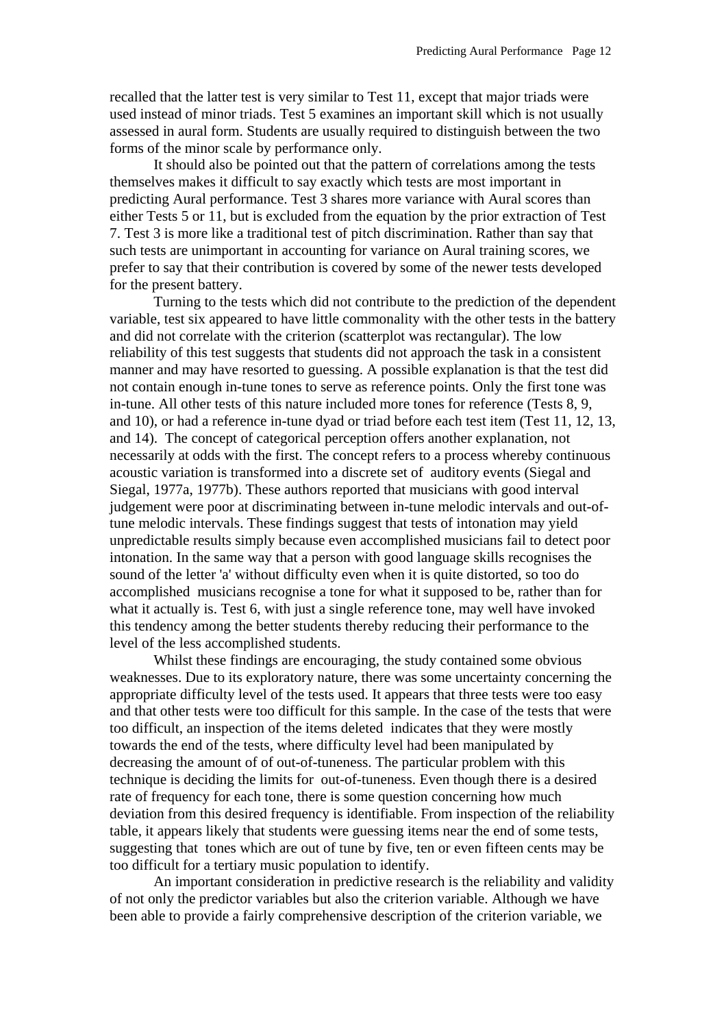recalled that the latter test is very similar to Test 11, except that major triads were used instead of minor triads. Test 5 examines an important skill which is not usually assessed in aural form. Students are usually required to distinguish between the two forms of the minor scale by performance only.

It should also be pointed out that the pattern of correlations among the tests themselves makes it difficult to say exactly which tests are most important in predicting Aural performance. Test 3 shares more variance with Aural scores than either Tests 5 or 11, but is excluded from the equation by the prior extraction of Test 7. Test 3 is more like a traditional test of pitch discrimination. Rather than say that such tests are unimportant in accounting for variance on Aural training scores, we prefer to say that their contribution is covered by some of the newer tests developed for the present battery.

Turning to the tests which did not contribute to the prediction of the dependent variable, test six appeared to have little commonality with the other tests in the battery and did not correlate with the criterion (scatterplot was rectangular). The low reliability of this test suggests that students did not approach the task in a consistent manner and may have resorted to guessing. A possible explanation is that the test did not contain enough in-tune tones to serve as reference points. Only the first tone was in-tune. All other tests of this nature included more tones for reference (Tests 8, 9, and 10), or had a reference in-tune dyad or triad before each test item (Test 11, 12, 13, and 14). The concept of categorical perception offers another explanation, not necessarily at odds with the first. The concept refers to a process whereby continuous acoustic variation is transformed into a discrete set of auditory events (Siegal and Siegal, 1977a, 1977b). These authors reported that musicians with good interval judgement were poor at discriminating between in-tune melodic intervals and out-of-tune melodic intervals. These findings suggest that tests of intonation may yield unpredictable results simply because even accomplished musicians fail to detect poor intonation. In the same way that a person with good language skills recognises the sound of the letter 'a' without difficulty even when it is quite distorted, so too do accomplished musicians recognise a tone for what it supposed to be, rather than for what it actually is. Test 6, with just a single reference tone, may well have invoked this tendency among the better students thereby reducing their performance to the level of the less accomplished students.

Whilst these findings are encouraging, the study contained some obvious weaknesses. Due to its exploratory nature, there was some uncertainty concerning the appropriate difficulty level of the tests used. It appears that three tests were too easy and that other tests were too difficult for this sample. In the case of the tests that were too difficult, an inspection of the items deleted indicates that they were mostly towards the end of the tests, where difficulty level had been manipulated by decreasing the amount of of out-of-tuneness. The particular problem with this technique is deciding the limits for out-of-tuneness. Even though there is a desired rate of frequency for each tone, there is some question concerning how much deviation from this desired frequency is identifiable. From inspection of the reliability table, it appears likely that students were guessing items near the end of some tests, suggesting that tones which are out of tune by five, ten or even fifteen cents may be too difficult for a tertiary music population to identify.

An important consideration in predictive research is the reliability and validity of not only the predictor variables but also the criterion variable. Although we have been able to provide a fairly comprehensive description of the criterion variable, we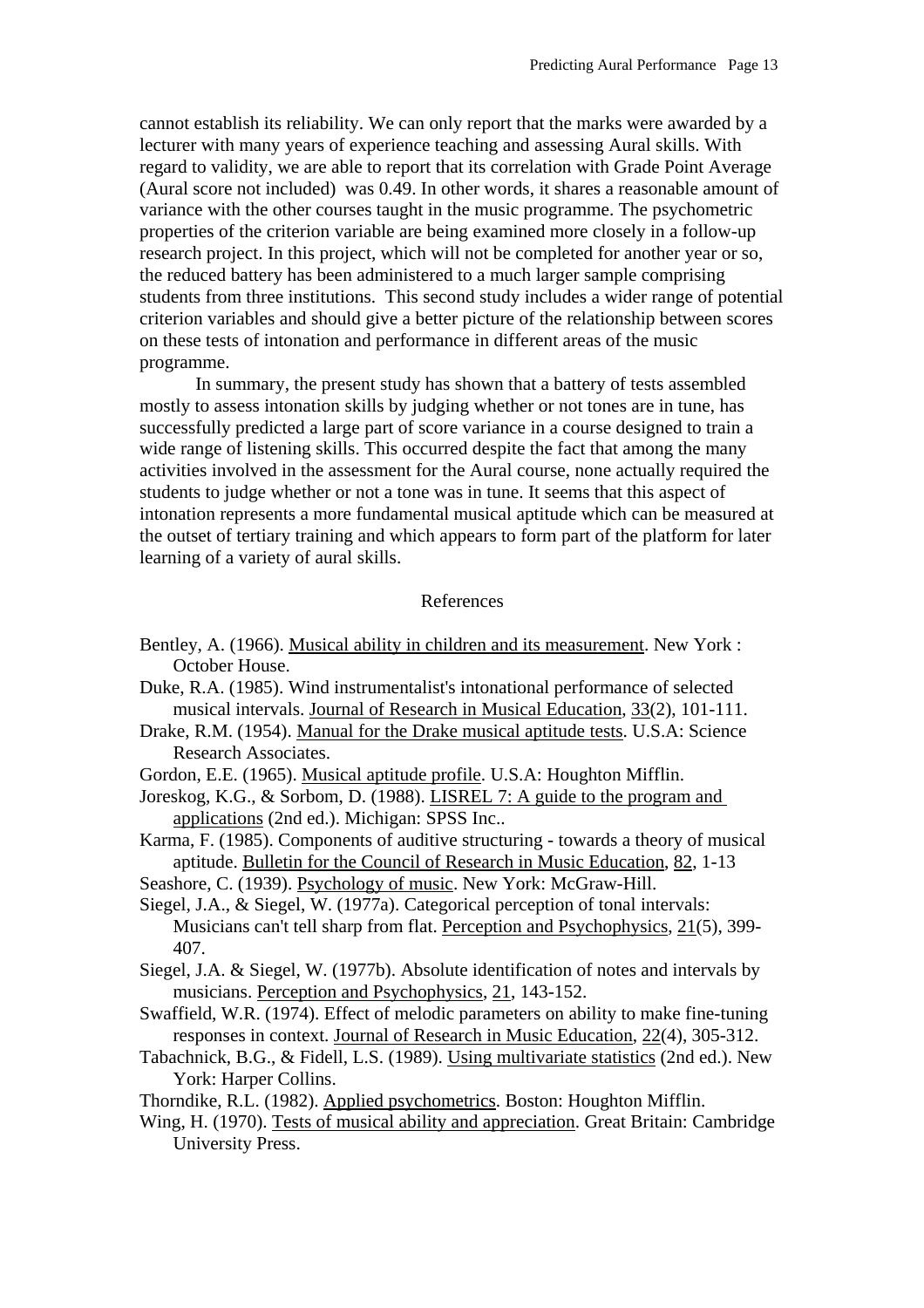cannot establish its reliability. We can only report that the marks were awarded by a lecturer with many years of experience teaching and assessing Aural skills. With regard to validity, we are able to report that its correlation with Grade Point Average (Aural score not included) was 0.49. In other words, it shares a reasonable amount of variance with the other courses taught in the music programme. The psychometric properties of the criterion variable are being examined more closely in a follow-up research project. In this project, which will not be completed for another year or so, the reduced battery has been administered to a much larger sample comprising students from three institutions. This second study includes a wider range of potential criterion variables and should give a better picture of the relationship between scores on these tests of intonation and performance in different areas of the music programme.

In summary, the present study has shown that a battery of tests assembled mostly to assess intonation skills by judging whether or not tones are in tune, has successfully predicted a large part of score variance in a course designed to train a wide range of listening skills. This occurred despite the fact that among the many activities involved in the assessment for the Aural course, none actually required the students to judge whether or not a tone was in tune. It seems that this aspect of intonation represents a more fundamental musical aptitude which can be measured at the outset of tertiary training and which appears to form part of the platform for later learning of a variety of aural skills.

## References

Bentley, A. (1966). Musical ability in children and its measurement. New York : October House.

Duke, R.A. (1985). Wind instrumentalist's intonational performance of selected musical intervals. Journal of Research in Musical Education, 33(2), 101-111.

Drake, R.M. (1954). Manual for the Drake musical aptitude tests. U.S.A: Science Research Associates.

Gordon, E.E. (1965). Musical aptitude profile. U.S.A: Houghton Mifflin.

Joreskog, K.G., & Sorbom, D. (1988). LISREL 7: A guide to the program and applications (2nd ed.). Michigan: SPSS Inc..

Karma, F. (1985). Components of auditive structuring - towards a theory of musical aptitude. Bulletin for the Council of Research in Music Education, 82, 1-13

Seashore, C. (1939). Psychology of music. New York: McGraw-Hill.

Siegel, J.A., & Siegel, W. (1977a). Categorical perception of tonal intervals: Musicians can't tell sharp from flat. Perception and Psychophysics, 21(5), 399-407.

Siegel, J.A. & Siegel, W. (1977b). Absolute identification of notes and intervals by musicians. Perception and Psychophysics, 21, 143-152.

Swaffield, W.R. (1974). Effect of melodic parameters on ability to make fine-tuning responses in context. Journal of Research in Music Education, 22(4), 305-312.

Tabachnick, B.G., & Fidell, L.S. (1989). Using multivariate statistics (2nd ed.). New York: Harper Collins.

Thorndike, R.L. (1982). Applied psychometrics. Boston: Houghton Mifflin.

Wing, H. (1970). Tests of musical ability and appreciation. Great Britain: Cambridge University Press.